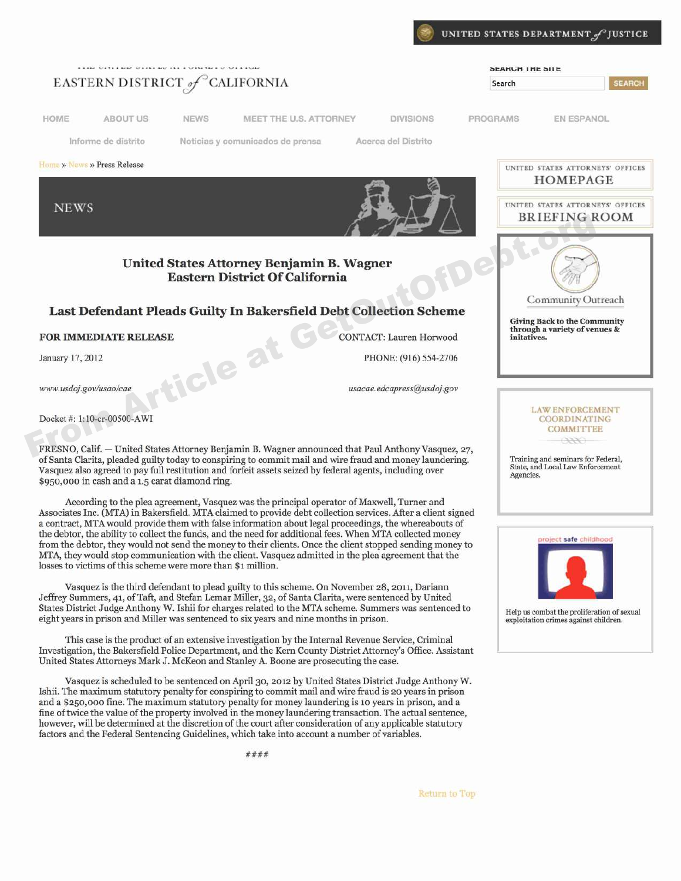UNITED STATES DEPARTMENT of JUSTICE

THE UNITED STATES ATTORNEY'S OFFICE
EASTERN DISTRICT of CALIFORNIA

HOME | ABOUT US | NEWS | MEET THE U.S. ATTORNEY | DIVISIONS | PROGRAMS | EN ESPANOL

Informe de distrito | Noticias y comunicados de prensa | Acerca del Distrito

Home » News » Press Release

NEWS

## United States Attorney Benjamin B. Wagner
## Eastern District Of California

### Last Defendant Pleads Guilty In Bakersfield Debt Collection Scheme

**FOR IMMEDIATE RELEASE** CONTACT: Lauren Horwood

January 17, 2012 PHONE: (916) 554-2706

*www.usdoj.gov/usao/cae* *usacae.edcapress@usdoj.gov*

Docket #: 1:10-cr-00500-AWI

FRESNO, Calif. — United States Attorney Benjamin B. Wagner announced that Paul Anthony Vasquez, 27, of Santa Clarita, pleaded guilty today to conspiring to commit mail and wire fraud and money laundering. Vasquez also agreed to pay full restitution and forfeit assets seized by federal agents, including over $950,000 in cash and a 1.5 carat diamond ring.

According to the plea agreement, Vasquez was the principal operator of Maxwell, Turner and Associates Inc. (MTA) in Bakersfield. MTA claimed to provide debt collection services. After a client signed a contract, MTA would provide them with false information about legal proceedings, the whereabouts of the debtor, the ability to collect the funds, and the need for additional fees. When MTA collected money from the debtor, they would not send the money to their clients. Once the client stopped sending money to MTA, they would stop communication with the client. Vasquez admitted in the plea agreement that the losses to victims of this scheme were more than $1 million.

Vasquez is the third defendant to plead guilty to this scheme. On November 28, 2011, Dariann Jeffrey Summers, 41, of Taft, and Stefan Lemar Miller, 32, of Santa Clarita, were sentenced by United States District Judge Anthony W. Ishii for charges related to the MTA scheme. Summers was sentenced to eight years in prison and Miller was sentenced to six years and nine months in prison.

This case is the product of an extensive investigation by the Internal Revenue Service, Criminal Investigation, the Bakersfield Police Department, and the Kern County District Attorney's Office. Assistant United States Attorneys Mark J. McKeon and Stanley A. Boone are prosecuting the case.

Vasquez is scheduled to be sentenced on April 30, 2012 by United States District Judge Anthony W. Ishii. The maximum statutory penalty for conspiring to commit mail and wire fraud is 20 years in prison and a $250,000 fine. The maximum statutory penalty for money laundering is 10 years in prison, and a fine of twice the value of the property involved in the money laundering transaction. The actual sentence, however, will be determined at the discretion of the court after consideration of any applicable statutory factors and the Federal Sentencing Guidelines, which take into account a number of variables.

####

Return to Top

UNITED STATES ATTORNEYS' OFFICES HOMEPAGE

UNITED STATES ATTORNEYS' OFFICES BRIEFING ROOM

Community Outreach

**Giving Back to the Community through a variety of venues & initatives.**

LAW ENFORCEMENT COORDINATING COMMITTEE

Training and seminars for Federal, State, and Local Law Enforcement Agencies.

project safe childhood

Help us combat the proliferation of sexual exploitation crimes against children.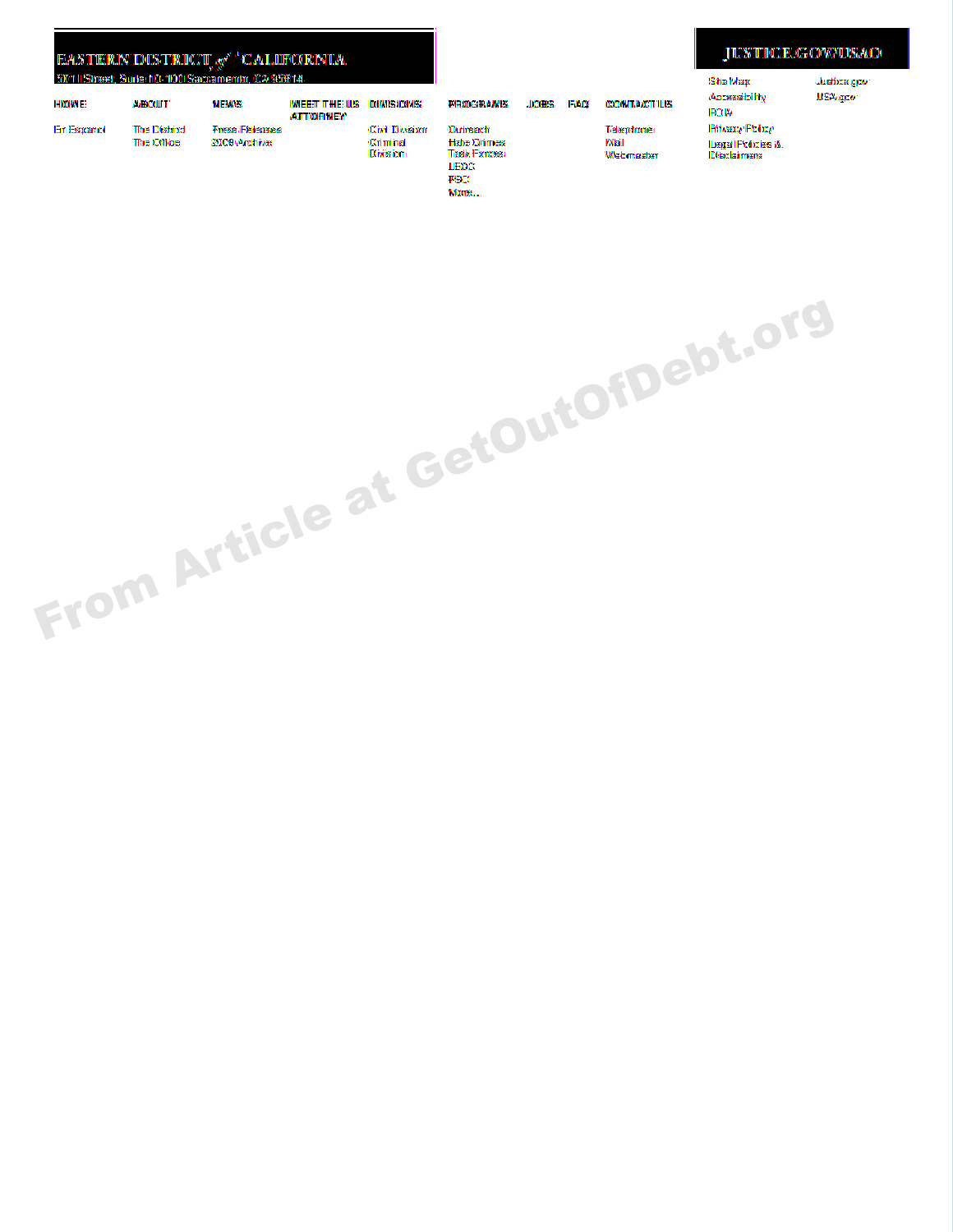EASTERN DISTRICT *of* CALIFORNIA

501 I Street, Suite 10-100 Sacramento, CA 95814

JUSTICE.GOV/USAO

| HOME | ABOUT | NEWS | MEET THE US ATTORNEY | DIVISIONS | PROGRAMS | JOBS | FAQ | CONTACT US |
|---|---|---|---|---|---|---|---|---|
| En Espanol | The District | Press Releases | | Civil Division | Outreach | | | Telephone |
| | The Office | 2009 Archive | | Criminal Division | Hate Crimes | | | Mail |
| | | | | | Task Forces | | | Webmaster |
| | | | | | LECC | | | |
| | | | | | PSC | | | |
| | | | | | More... | | | |

Site Map
Accessibility
FOIA
Privacy Policy
Legal Policies & Disclaimers

Justice.gov
USA.gov